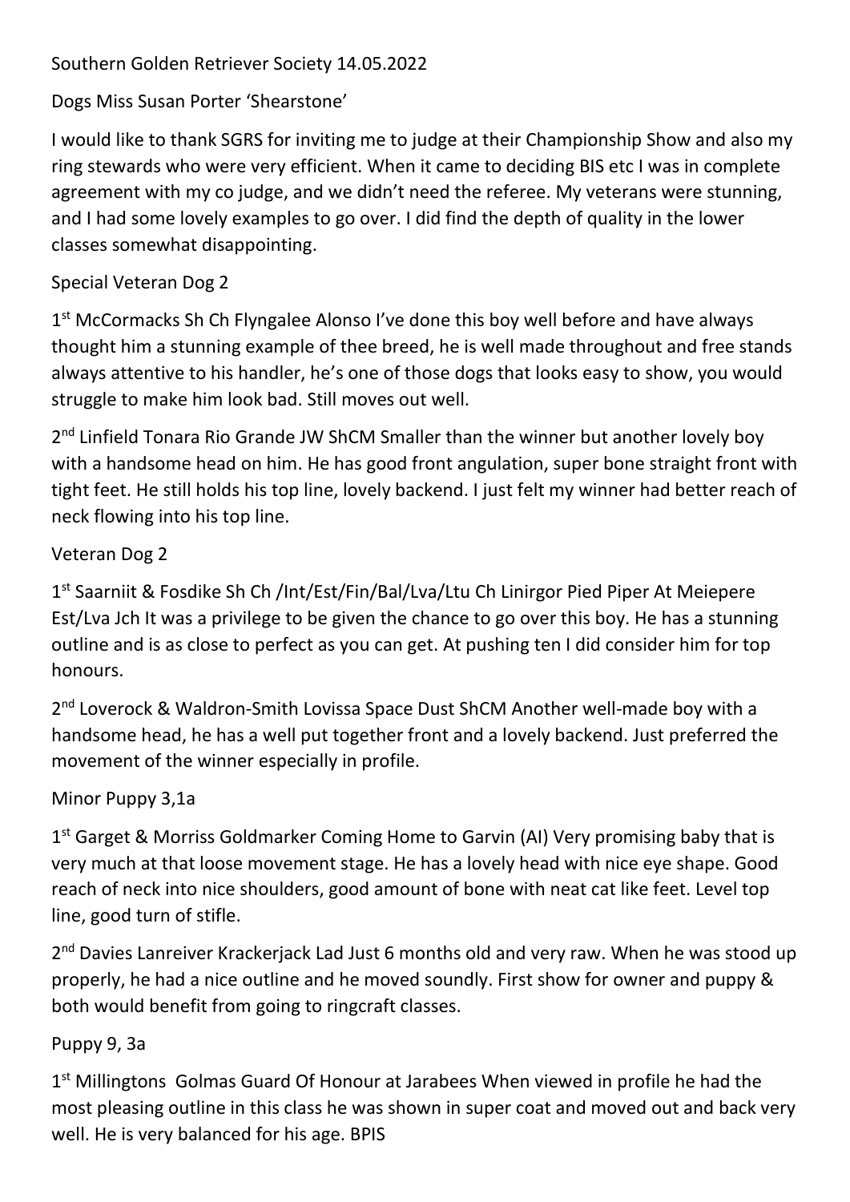Southern Golden Retriever Society 14.05.2022

Dogs Miss Susan Porter 'Shearstone'

I would like to thank SGRS for inviting me to judge at their Championship Show and also my ring stewards who were very efficient. When it came to deciding BIS etc I was in complete agreement with my co judge, and we didn't need the referee. My veterans were stunning, and I had some lovely examples to go over. I did find the depth of quality in the lower classes somewhat disappointing.

Special Veteran Dog 2

1st McCormacks Sh Ch Flyngalee Alonso I've done this boy well before and have always thought him a stunning example of thee breed, he is well made throughout and free stands always attentive to his handler, he's one of those dogs that looks easy to show, you would struggle to make him look bad. Still moves out well.

2nd Linfield Tonara Rio Grande JW ShCM Smaller than the winner but another lovely boy with a handsome head on him. He has good front angulation, super bone straight front with tight feet. He still holds his top line, lovely backend. I just felt my winner had better reach of neck flowing into his top line.

Veteran Dog 2

1st Saarniit & Fosdike Sh Ch /Int/Est/Fin/Bal/Lva/Ltu Ch Linirgor Pied Piper At Meiepere Est/Lva Jch It was a privilege to be given the chance to go over this boy. He has a stunning outline and is as close to perfect as you can get. At pushing ten I did consider him for top honours.

2nd Loverock & Waldron-Smith Lovissa Space Dust ShCM Another well-made boy with a handsome head, he has a well put together front and a lovely backend. Just preferred the movement of the winner especially in profile.

Minor Puppy 3,1a

1st Garget & Morriss Goldmarker Coming Home to Garvin (AI) Very promising baby that is very much at that loose movement stage. He has a lovely head with nice eye shape. Good reach of neck into nice shoulders, good amount of bone with neat cat like feet. Level top line, good turn of stifle.

2nd Davies Lanreiver Krackerjack Lad Just 6 months old and very raw. When he was stood up properly, he had a nice outline and he moved soundly. First show for owner and puppy & both would benefit from going to ringcraft classes.

Puppy 9, 3a

1st Millingtons Golmas Guard Of Honour at Jarabees When viewed in profile he had the most pleasing outline in this class he was shown in super coat and moved out and back very well. He is very balanced for his age. BPIS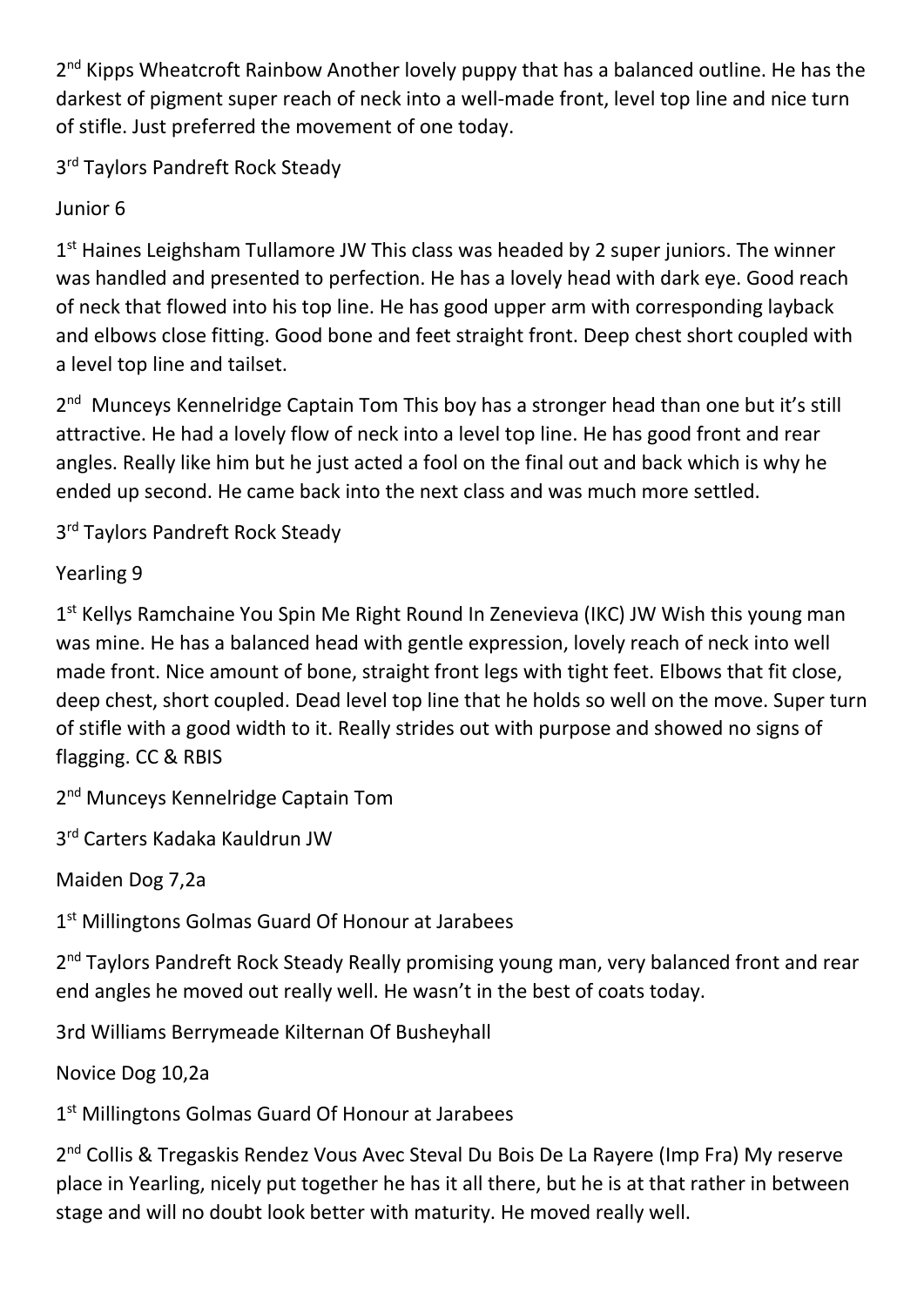2nd Kipps Wheatcroft Rainbow Another lovely puppy that has a balanced outline. He has the darkest of pigment super reach of neck into a well-made front, level top line and nice turn of stifle. Just preferred the movement of one today.

3rd Taylors Pandreft Rock Steady

Junior 6

1st Haines Leighsham Tullamore JW This class was headed by 2 super juniors. The winner was handled and presented to perfection. He has a lovely head with dark eye. Good reach of neck that flowed into his top line. He has good upper arm with corresponding layback and elbows close fitting. Good bone and feet straight front. Deep chest short coupled with a level top line and tailset.

2nd Munceys Kennelridge Captain Tom This boy has a stronger head than one but it's still attractive. He had a lovely flow of neck into a level top line. He has good front and rear angles. Really like him but he just acted a fool on the final out and back which is why he ended up second. He came back into the next class and was much more settled.

3rd Taylors Pandreft Rock Steady

Yearling 9

1st Kellys Ramchaine You Spin Me Right Round In Zenevieva (IKC) JW Wish this young man was mine. He has a balanced head with gentle expression, lovely reach of neck into well made front. Nice amount of bone, straight front legs with tight feet. Elbows that fit close, deep chest, short coupled. Dead level top line that he holds so well on the move. Super turn of stifle with a good width to it. Really strides out with purpose and showed no signs of flagging. CC & RBIS

2nd Munceys Kennelridge Captain Tom

3rd Carters Kadaka Kauldrun JW

Maiden Dog 7,2a

1st Millingtons Golmas Guard Of Honour at Jarabees

2nd Taylors Pandreft Rock Steady Really promising young man, very balanced front and rear end angles he moved out really well. He wasn't in the best of coats today.

3rd Williams Berrymeade Kilternan Of Busheyhall

Novice Dog 10,2a

1st Millingtons Golmas Guard Of Honour at Jarabees

2nd Collis & Tregaskis Rendez Vous Avec Steval Du Bois De La Rayere (Imp Fra) My reserve place in Yearling, nicely put together he has it all there, but he is at that rather in between stage and will no doubt look better with maturity. He moved really well.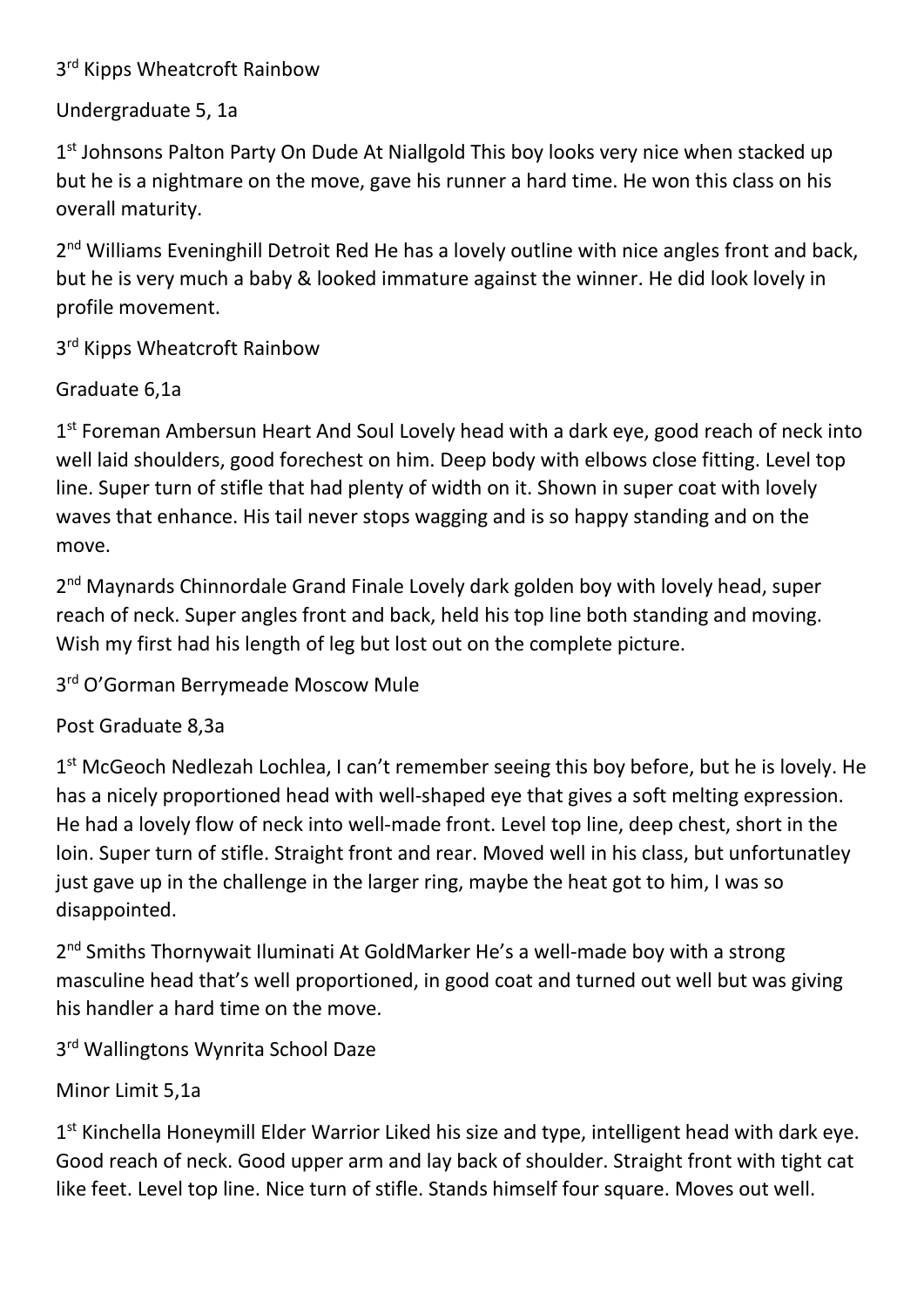3rd Kipps Wheatcroft Rainbow

Undergraduate 5, 1a

1st Johnsons Palton Party On Dude At Niallgold This boy looks very nice when stacked up but he is a nightmare on the move, gave his runner a hard time. He won this class on his overall maturity.

2nd Williams Eveninghill Detroit Red He has a lovely outline with nice angles front and back, but he is very much a baby & looked immature against the winner. He did look lovely in profile movement.

3rd Kipps Wheatcroft Rainbow

Graduate 6,1a

1st Foreman Ambersun Heart And Soul Lovely head with a dark eye, good reach of neck into well laid shoulders, good forechest on him. Deep body with elbows close fitting. Level top line. Super turn of stifle that had plenty of width on it. Shown in super coat with lovely waves that enhance. His tail never stops wagging and is so happy standing and on the move.

2nd Maynards Chinnordale Grand Finale Lovely dark golden boy with lovely head, super reach of neck. Super angles front and back, held his top line both standing and moving. Wish my first had his length of leg but lost out on the complete picture.

3rd O'Gorman Berrymeade Moscow Mule

Post Graduate 8,3a

1st McGeoch Nedlezah Lochlea, I can't remember seeing this boy before, but he is lovely. He has a nicely proportioned head with well-shaped eye that gives a soft melting expression. He had a lovely flow of neck into well-made front. Level top line, deep chest, short in the loin. Super turn of stifle. Straight front and rear. Moved well in his class, but unfortunatley just gave up in the challenge in the larger ring, maybe the heat got to him, I was so disappointed.

2nd Smiths Thornywait Iluminati At GoldMarker He's a well-made boy with a strong masculine head that's well proportioned, in good coat and turned out well but was giving his handler a hard time on the move.

3rd Wallingtons Wynrita School Daze

Minor Limit 5,1a

1st Kinchella Honeymill Elder Warrior Liked his size and type, intelligent head with dark eye. Good reach of neck. Good upper arm and lay back of shoulder. Straight front with tight cat like feet. Level top line. Nice turn of stifle. Stands himself four square. Moves out well.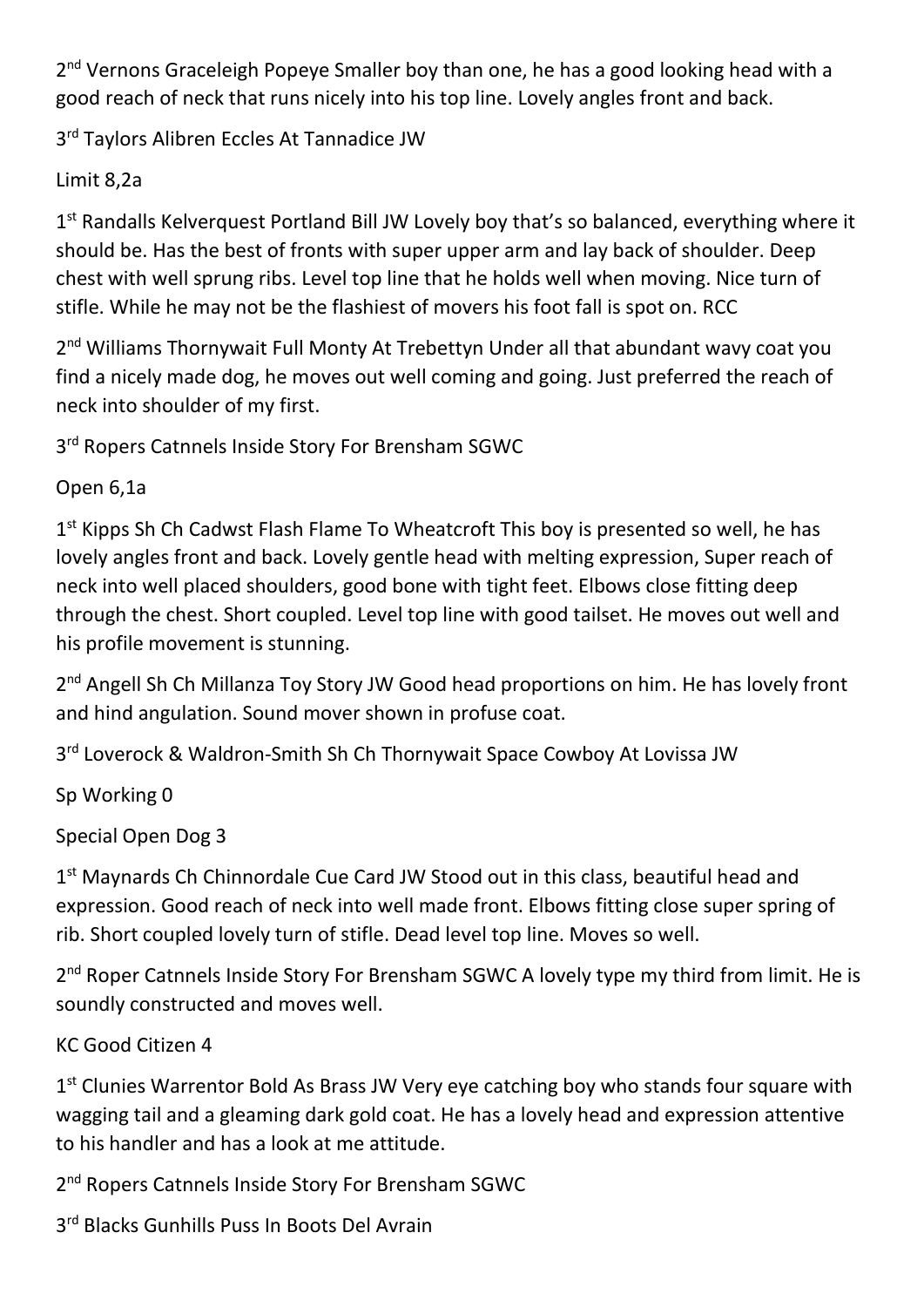2nd Vernons Graceleigh Popeye Smaller boy than one, he has a good looking head with a good reach of neck that runs nicely into his top line. Lovely angles front and back.

3rd Taylors Alibren Eccles At Tannadice JW

Limit 8,2a

1st Randalls Kelverquest Portland Bill JW Lovely boy that's so balanced, everything where it should be. Has the best of fronts with super upper arm and lay back of shoulder. Deep chest with well sprung ribs. Level top line that he holds well when moving. Nice turn of stifle. While he may not be the flashiest of movers his foot fall is spot on. RCC

2nd Williams Thornywait Full Monty At Trebettyn Under all that abundant wavy coat you find a nicely made dog, he moves out well coming and going. Just preferred the reach of neck into shoulder of my first.

3rd Ropers Catnnels Inside Story For Brensham SGWC

Open 6,1a

1st Kipps Sh Ch Cadwst Flash Flame To Wheatcroft This boy is presented so well, he has lovely angles front and back. Lovely gentle head with melting expression, Super reach of neck into well placed shoulders, good bone with tight feet. Elbows close fitting deep through the chest. Short coupled. Level top line with good tailset. He moves out well and his profile movement is stunning.

2nd Angell Sh Ch Millanza Toy Story JW Good head proportions on him. He has lovely front and hind angulation. Sound mover shown in profuse coat.

3rd Loverock & Waldron-Smith Sh Ch Thornywait Space Cowboy At Lovissa JW

Sp Working 0

Special Open Dog 3

1st Maynards Ch Chinnordale Cue Card JW Stood out in this class, beautiful head and expression. Good reach of neck into well made front. Elbows fitting close super spring of rib. Short coupled lovely turn of stifle. Dead level top line. Moves so well.

2nd Roper Catnnels Inside Story For Brensham SGWC A lovely type my third from limit. He is soundly constructed and moves well.

KC Good Citizen 4

1st Clunies Warrentor Bold As Brass JW Very eye catching boy who stands four square with wagging tail and a gleaming dark gold coat. He has a lovely head and expression attentive to his handler and has a look at me attitude.

2nd Ropers Catnnels Inside Story For Brensham SGWC

3rd Blacks Gunhills Puss In Boots Del Avrain